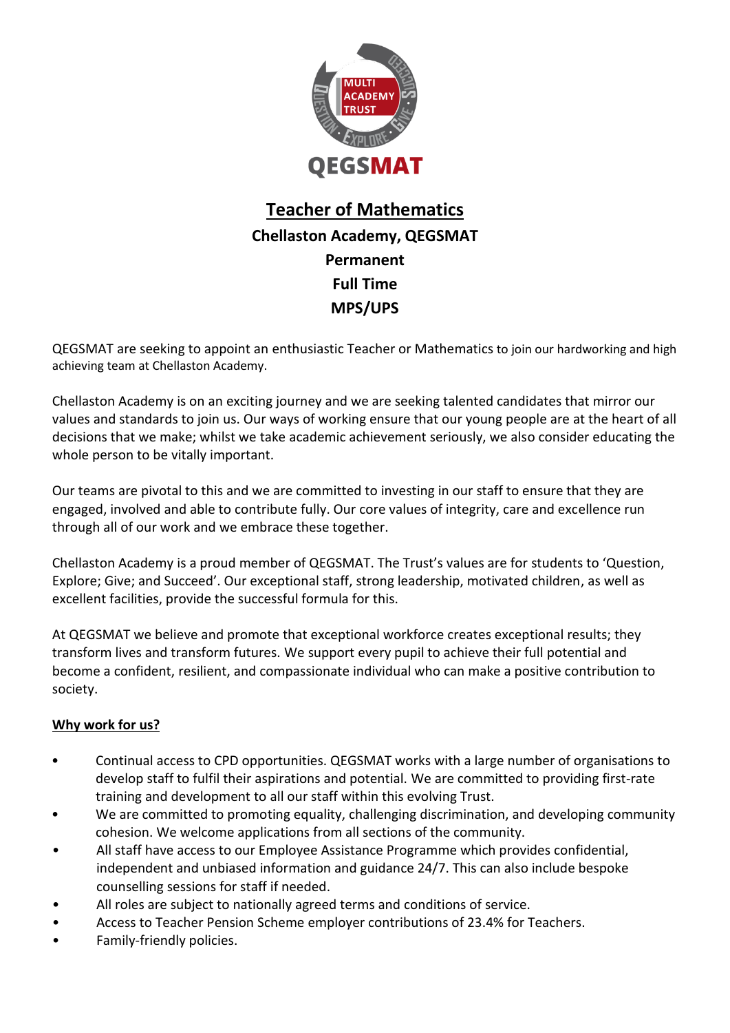QEGSMAT

# Teacher of Mathematics

**Chellaston Academy, QEGSMAT**

**Permanent**

**Full Time**

**MPS/UPS**

QEGSMAT are seeking to appoint an enthusiastic Teacher or Mathematics to join our hardworking and high achieving team at Chellaston Academy.

Chellaston Academy is on an exciting journey and we are seeking talented candidates that mirror our values and standards to join us. Our ways of working ensure that our young people are at the heart of all decisions that we make; whilst we take academic achievement seriously, we also consider educating the whole person to be vitally important.

Our teams are pivotal to this and we are committed to investing in our staff to ensure that they are engaged, involved and able to contribute fully. Our core values of integrity, care and excellence run through all of our work and we embrace these together.

Chellaston Academy is a proud member of QEGSMAT. The Trust's values are for students to 'Question, Explore; Give; and Succeed'. Our exceptional staff, strong leadership, motivated children, as well as excellent facilities, provide the successful formula for this.

At QEGSMAT we believe and promote that exceptional workforce creates exceptional results; they transform lives and transform futures. We support every pupil to achieve their full potential and become a confident, resilient, and compassionate individual who can make a positive contribution to society.

## Why work for us?

- Continual access to CPD opportunities. QEGSMAT works with a large number of organisations to develop staff to fulfil their aspirations and potential. We are committed to providing first-rate training and development to all our staff within this evolving Trust.
- We are committed to promoting equality, challenging discrimination, and developing community cohesion. We welcome applications from all sections of the community.
- All staff have access to our Employee Assistance Programme which provides confidential, independent and unbiased information and guidance 24/7. This can also include bespoke counselling sessions for staff if needed.
- All roles are subject to nationally agreed terms and conditions of service.
- Access to Teacher Pension Scheme employer contributions of 23.4% for Teachers.
- Family-friendly policies.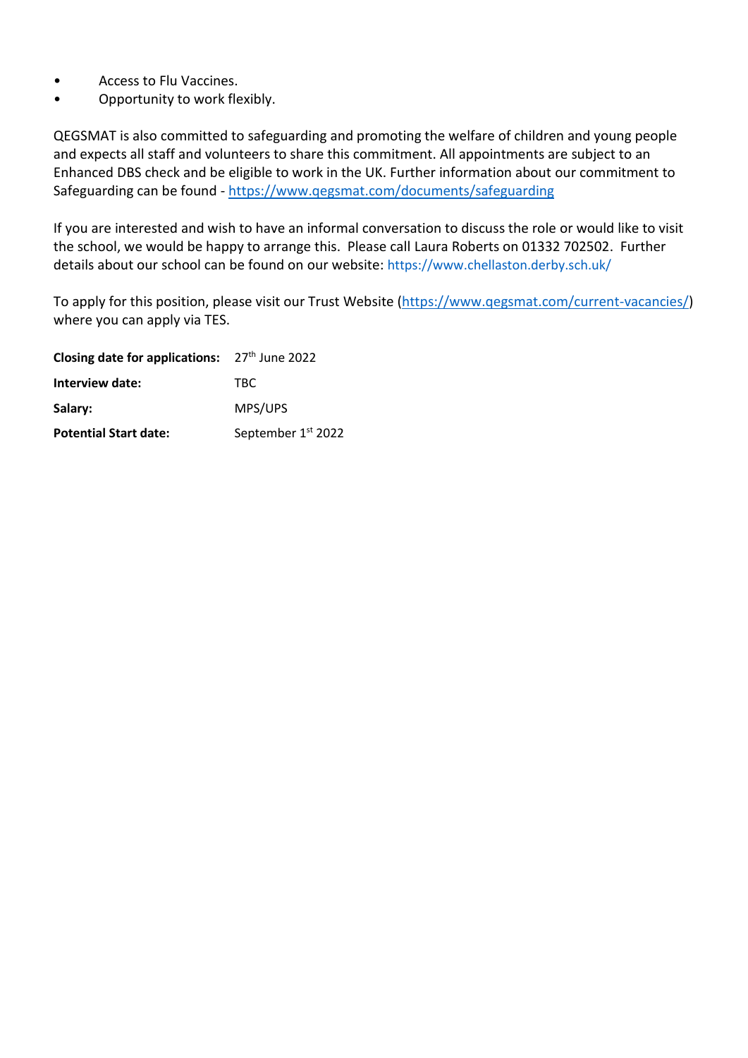- Access to Flu Vaccines.
- Opportunity to work flexibly.

QEGSMAT is also committed to safeguarding and promoting the welfare of children and young people and expects all staff and volunteers to share this commitment. All appointments are subject to an Enhanced DBS check and be eligible to work in the UK. Further information about our commitment to Safeguarding can be found - https://www.qegsmat.com/documents/safeguarding

If you are interested and wish to have an informal conversation to discuss the role or would like to visit the school, we would be happy to arrange this. Please call Laura Roberts on 01332 702502. Further details about our school can be found on our website: https://www.chellaston.derby.sch.uk/

To apply for this position, please visit our Trust Website (https://www.qegsmat.com/current-vacancies/) where you can apply via TES.

| | |
|---|---|
| **Closing date for applications:** | 27th June 2022 |
| **Interview date:** | TBC |
| **Salary:** | MPS/UPS |
| **Potential Start date:** | September 1st 2022 |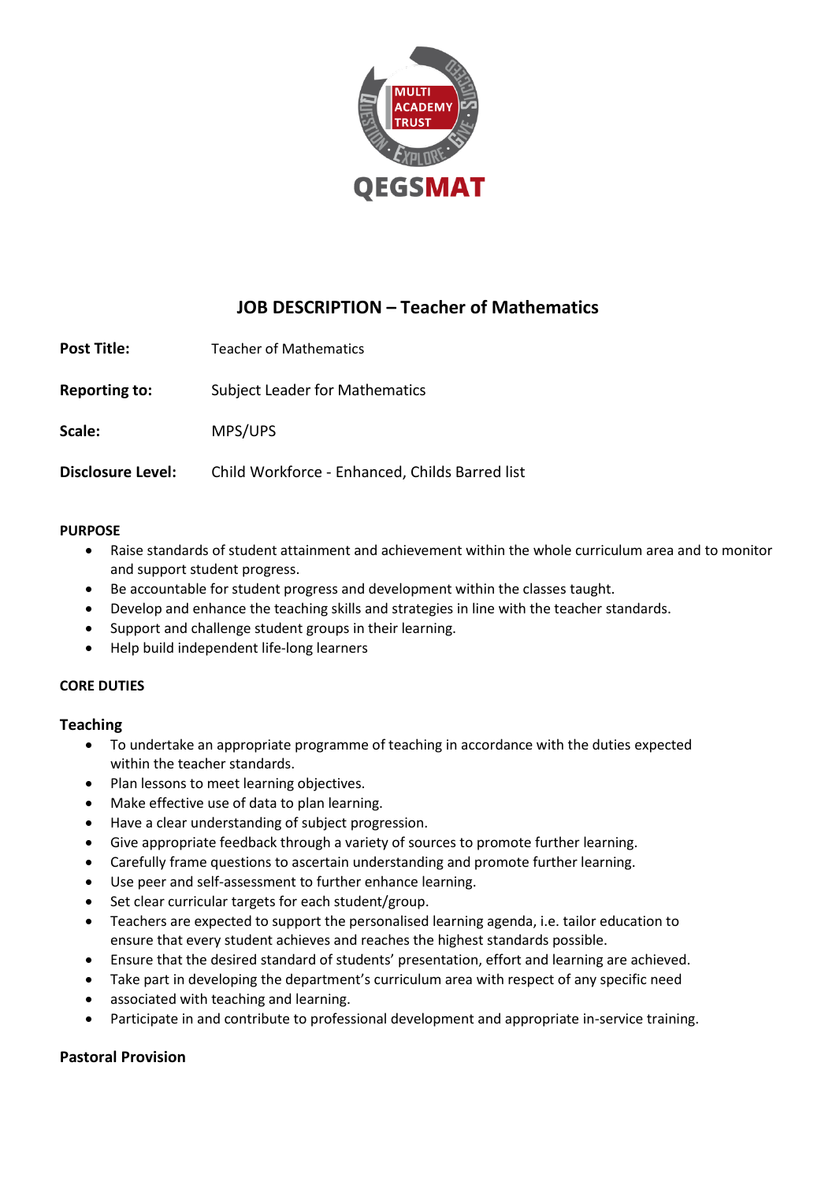# JOB DESCRIPTION – Teacher of Mathematics

| | |
|---|---|
| **Post Title:** | Teacher of Mathematics |
| **Reporting to:** | Subject Leader for Mathematics |
| **Scale:** | MPS/UPS |
| **Disclosure Level:** | Child Workforce - Enhanced, Childs Barred list |

**PURPOSE**

- Raise standards of student attainment and achievement within the whole curriculum area and to monitor and support student progress.
- Be accountable for student progress and development within the classes taught.
- Develop and enhance the teaching skills and strategies in line with the teacher standards.
- Support and challenge student groups in their learning.
- Help build independent life-long learners

**CORE DUTIES**

## Teaching

- To undertake an appropriate programme of teaching in accordance with the duties expected within the teacher standards.
- Plan lessons to meet learning objectives.
- Make effective use of data to plan learning.
- Have a clear understanding of subject progression.
- Give appropriate feedback through a variety of sources to promote further learning.
- Carefully frame questions to ascertain understanding and promote further learning.
- Use peer and self-assessment to further enhance learning.
- Set clear curricular targets for each student/group.
- Teachers are expected to support the personalised learning agenda, i.e. tailor education to ensure that every student achieves and reaches the highest standards possible.
- Ensure that the desired standard of students' presentation, effort and learning are achieved.
- Take part in developing the department's curriculum area with respect of any specific need
- associated with teaching and learning.
- Participate in and contribute to professional development and appropriate in-service training.

## Pastoral Provision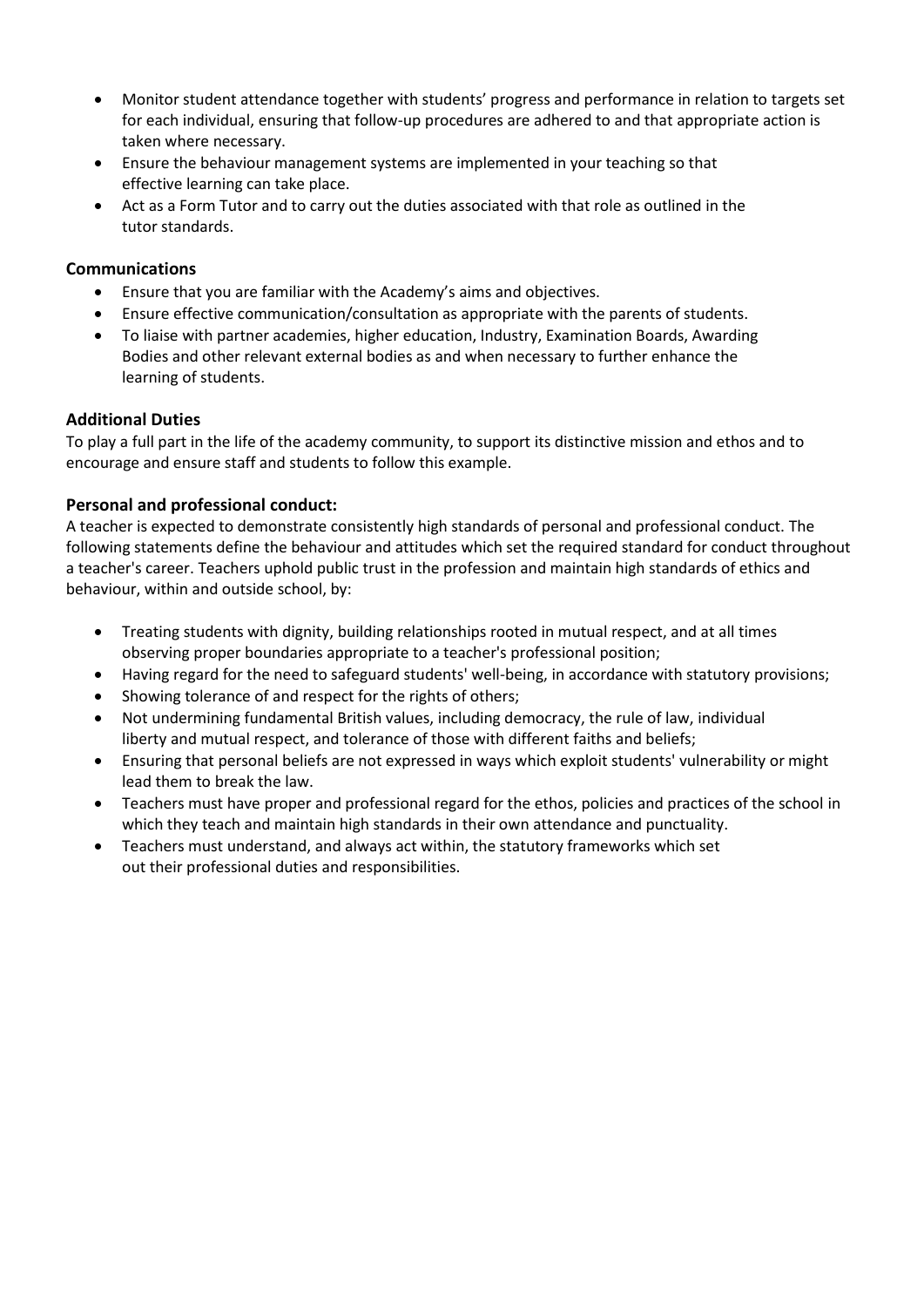- Monitor student attendance together with students' progress and performance in relation to targets set for each individual, ensuring that follow-up procedures are adhered to and that appropriate action is taken where necessary.
- Ensure the behaviour management systems are implemented in your teaching so that effective learning can take place.
- Act as a Form Tutor and to carry out the duties associated with that role as outlined in the tutor standards.

### Communications

- Ensure that you are familiar with the Academy's aims and objectives.
- Ensure effective communication/consultation as appropriate with the parents of students.
- To liaise with partner academies, higher education, Industry, Examination Boards, Awarding Bodies and other relevant external bodies as and when necessary to further enhance the learning of students.

### Additional Duties

To play a full part in the life of the academy community, to support its distinctive mission and ethos and to encourage and ensure staff and students to follow this example.

### Personal and professional conduct:

A teacher is expected to demonstrate consistently high standards of personal and professional conduct. The following statements define the behaviour and attitudes which set the required standard for conduct throughout a teacher's career. Teachers uphold public trust in the profession and maintain high standards of ethics and behaviour, within and outside school, by:

- Treating students with dignity, building relationships rooted in mutual respect, and at all times observing proper boundaries appropriate to a teacher's professional position;
- Having regard for the need to safeguard students' well-being, in accordance with statutory provisions;
- Showing tolerance of and respect for the rights of others;
- Not undermining fundamental British values, including democracy, the rule of law, individual liberty and mutual respect, and tolerance of those with different faiths and beliefs;
- Ensuring that personal beliefs are not expressed in ways which exploit students' vulnerability or might lead them to break the law.
- Teachers must have proper and professional regard for the ethos, policies and practices of the school in which they teach and maintain high standards in their own attendance and punctuality.
- Teachers must understand, and always act within, the statutory frameworks which set out their professional duties and responsibilities.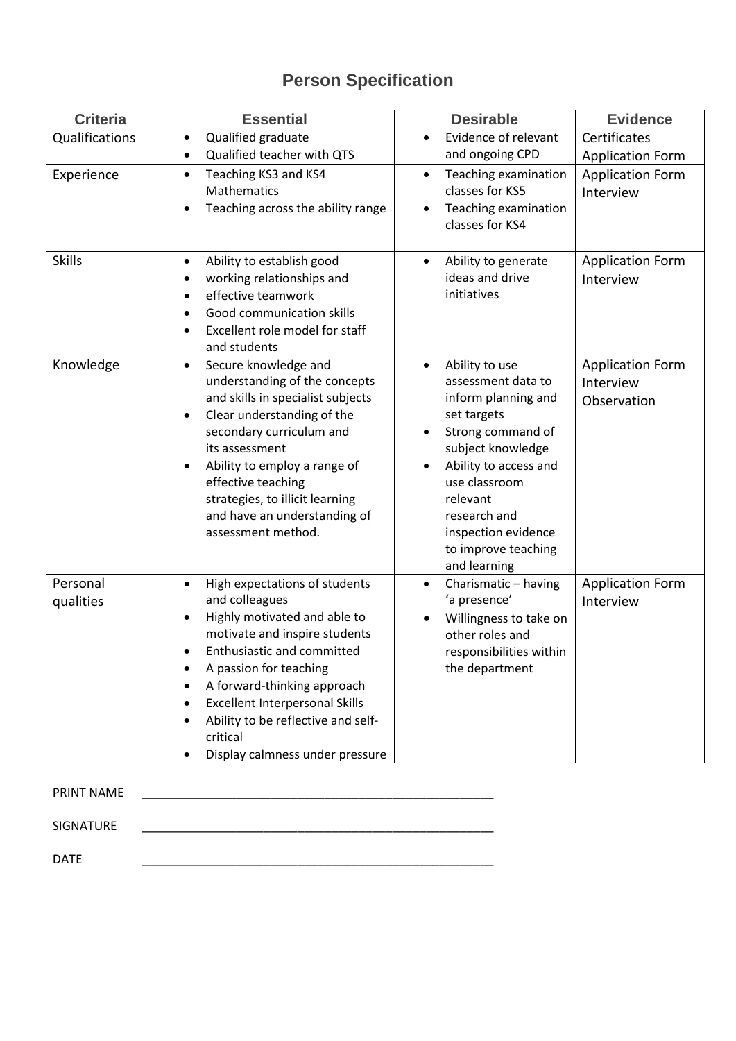# Person Specification

| Criteria | Essential | Desirable | Evidence |
|---|---|---|---|
| Qualifications | • Qualified graduate<br>• Qualified teacher with QTS | • Evidence of relevant and ongoing CPD | Certificates<br>Application Form |
| Experience | • Teaching KS3 and KS4 Mathematics<br>• Teaching across the ability range | • Teaching examination classes for KS5<br>• Teaching examination classes for KS4 | Application Form<br>Interview |
| Skills | • Ability to establish good<br>• working relationships and<br>• effective teamwork<br>• Good communication skills<br>• Excellent role model for staff and students | • Ability to generate ideas and drive initiatives | Application Form<br>Interview |
| Knowledge | • Secure knowledge and understanding of the concepts and skills in specialist subjects<br>• Clear understanding of the secondary curriculum and its assessment<br>• Ability to employ a range of effective teaching strategies, to illicit learning and have an understanding of assessment method. | • Ability to use assessment data to inform planning and set targets<br>• Strong command of subject knowledge<br>• Ability to access and use classroom relevant research and inspection evidence to improve teaching and learning | Application Form<br>Interview<br>Observation |
| Personal qualities | • High expectations of students and colleagues<br>• Highly motivated and able to motivate and inspire students<br>• Enthusiastic and committed<br>• A passion for teaching<br>• A forward-thinking approach<br>• Excellent Interpersonal Skills<br>• Ability to be reflective and self-critical<br>• Display calmness under pressure | • Charismatic – having 'a presence'<br>• Willingness to take on other roles and responsibilities within the department | Application Form<br>Interview |

PRINT NAME ______________________________________________________

SIGNATURE ______________________________________________________

DATE ______________________________________________________